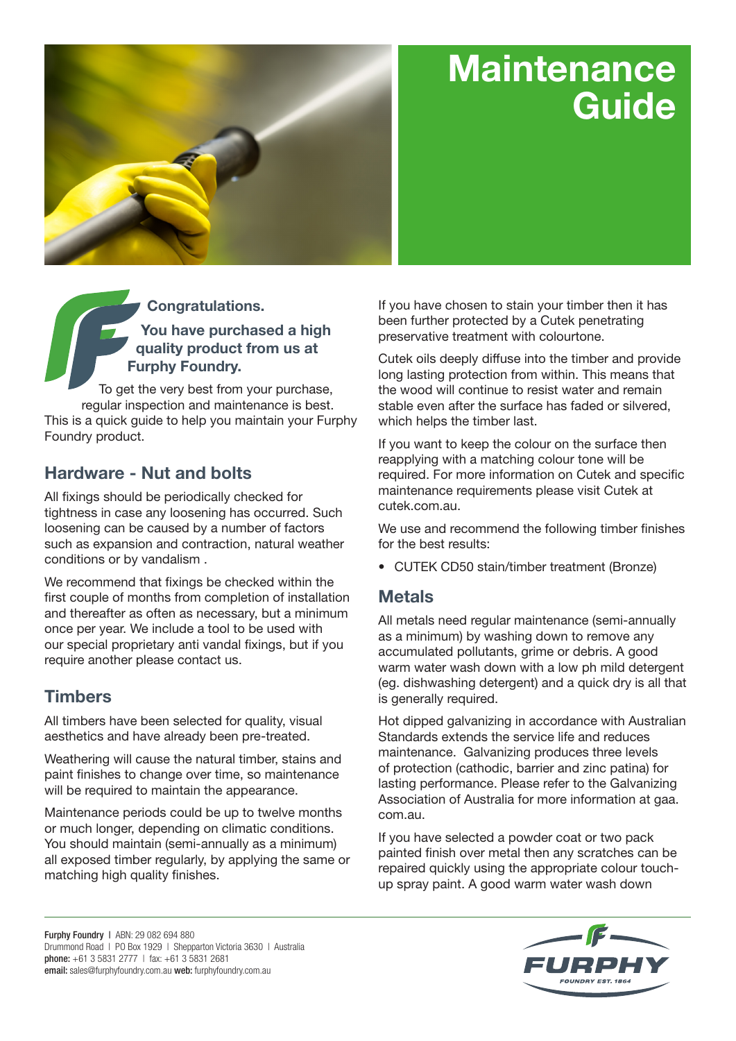# Maintenance Guide

**Congratulations.**

**You have purchased a high quality product from us at Furphy Foundry.**

To get the very best from your purchase, regular inspection and maintenance is best. This is a quick guide to help you maintain your Furphy Foundry product.

## Hardware - Nut and bolts

All fixings should be periodically checked for tightness in case any loosening has occurred. Such loosening can be caused by a number of factors such as expansion and contraction, natural weather conditions or by vandalism .

We recommend that fixings be checked within the first couple of months from completion of installation and thereafter as often as necessary, but a minimum once per year. We include a tool to be used with our special proprietary anti vandal fixings, but if you require another please contact us.

## Timbers

All timbers have been selected for quality, visual aesthetics and have already been pre-treated.

Weathering will cause the natural timber, stains and paint finishes to change over time, so maintenance will be required to maintain the appearance.

Maintenance periods could be up to twelve months or much longer, depending on climatic conditions. You should maintain (semi-annually as a minimum) all exposed timber regularly, by applying the same or matching high quality finishes.

If you have chosen to stain your timber then it has been further protected by a Cutek penetrating preservative treatment with colourtone.

Cutek oils deeply diffuse into the timber and provide long lasting protection from within. This means that the wood will continue to resist water and remain stable even after the surface has faded or silvered, which helps the timber last.

If you want to keep the colour on the surface then reapplying with a matching colour tone will be required. For more information on Cutek and specific maintenance requirements please visit Cutek at cutek.com.au.

We use and recommend the following timber finishes for the best results:

- CUTEK CD50 stain/timber treatment (Bronze)

## Metals

All metals need regular maintenance (semi-annually as a minimum) by washing down to remove any accumulated pollutants, grime or debris. A good warm water wash down with a low ph mild detergent (eg. dishwashing detergent) and a quick dry is all that is generally required.

Hot dipped galvanizing in accordance with Australian Standards extends the service life and reduces maintenance. Galvanizing produces three levels of protection (cathodic, barrier and zinc patina) for lasting performance. Please refer to the Galvanizing Association of Australia for more information at gaa.com.au.

If you have selected a powder coat or two pack painted finish over metal then any scratches can be repaired quickly using the appropriate colour touch-up spray paint. A good warm water wash down

**Furphy Foundry** | ABN: 29 082 694 880
Drummond Road | PO Box 1929 | Shepparton Victoria 3630 | Australia
**phone:** +61 3 5831 2777 | fax: +61 3 5831 2681
**email:** sales@furphyfoundry.com.au **web:** furphyfoundry.com.au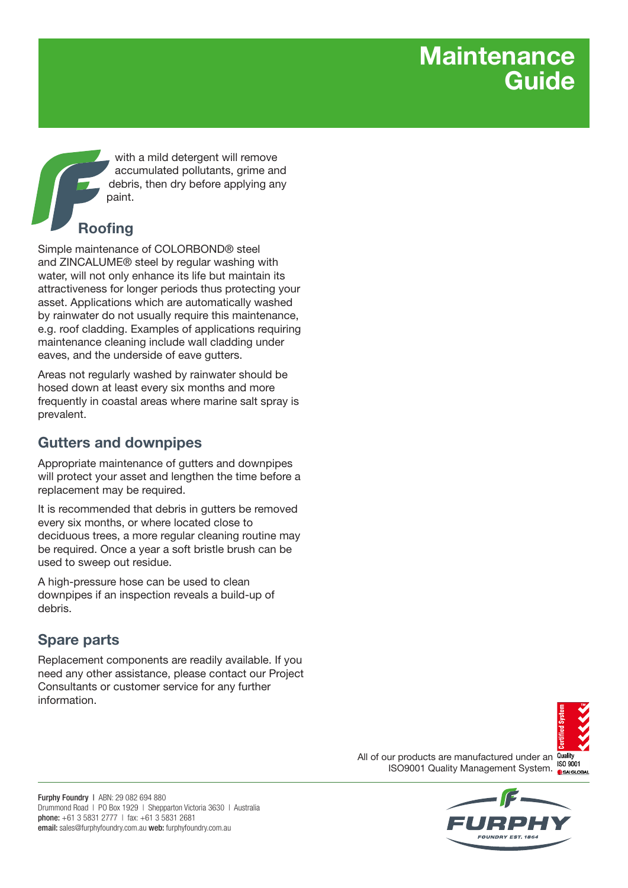# Maintenance Guide

with a mild detergent will remove accumulated pollutants, grime and debris, then dry before applying any paint.

## Roofing

Simple maintenance of COLORBOND® steel and ZINCALUME® steel by regular washing with water, will not only enhance its life but maintain its attractiveness for longer periods thus protecting your asset. Applications which are automatically washed by rainwater do not usually require this maintenance, e.g. roof cladding. Examples of applications requiring maintenance cleaning include wall cladding under eaves, and the underside of eave gutters.

Areas not regularly washed by rainwater should be hosed down at least every six months and more frequently in coastal areas where marine salt spray is prevalent.

## Gutters and downpipes

Appropriate maintenance of gutters and downpipes will protect your asset and lengthen the time before a replacement may be required.

It is recommended that debris in gutters be removed every six months, or where located close to deciduous trees, a more regular cleaning routine may be required. Once a year a soft bristle brush can be used to sweep out residue.

A high-pressure hose can be used to clean downpipes if an inspection reveals a build-up of debris.

## Spare parts

Replacement components are readily available. If you need any other assistance, please contact our Project Consultants or customer service for any further information.

All of our products are manufactured under an ISO9001 Quality Management System.

Certified System Quality ISO 9001 SAI GLOBAL

**Furphy Foundry** | ABN: 29 082 694 880
Drummond Road | PO Box 1929 | Shepparton Victoria 3630 | Australia
**phone:** +61 3 5831 2777 | fax: +61 3 5831 2681
**email:** sales@furphyfoundry.com.au **web:** furphyfoundry.com.au

FURPHY FOUNDRY EST. 1864